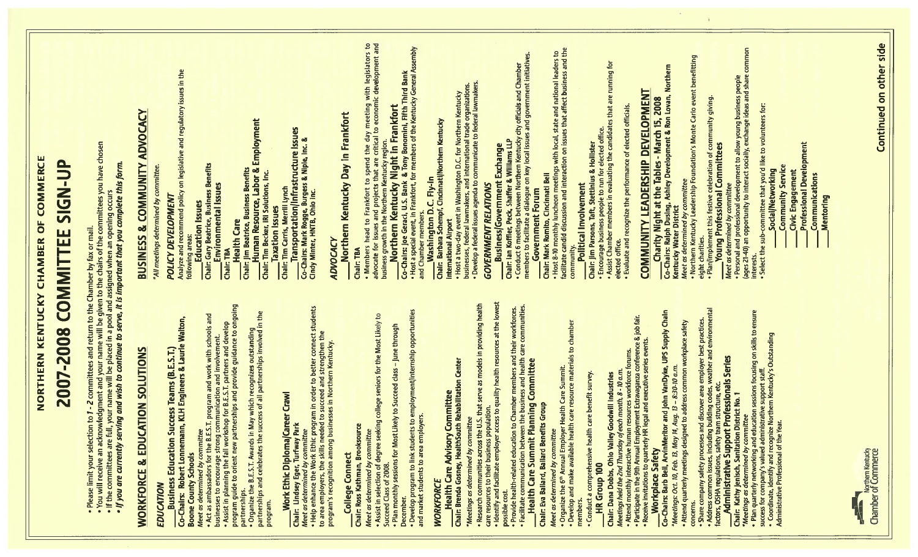# NORTHERN KENTUCKY CHAMBER OF COMMERCE

# 2007-2008 COMMITTEE SIGN-UP

- Please limit your selection to *1 - 2* committees and return to the Chamber by fax or mail.
- You will receive an acknowledgment and your name will be given to the chairs of the committees you have chosen
- If the committees are full, your name will be placed in a pool and assigned when an opening occurs
- ***If you are currently serving and wish to continue to serve, it is important that you complete this form.***

## WORKFORCE & EDUCATION SOLUTIONS

### *EDUCATION*

___**Business Education Success Teams (B.E.S.T.)**
**Co-Chairs: Robert Lonnemann, KLH Engineers & Laurie Walton, Boone County Schools**
*Meet as determined by committee*
- Act as ambassadors for the B.E.S.T. program and work with schools and businesses to encourage strong communication and involvement.
- Assist in planning the fall workshop for B.E.S.T. partners and develop program guide to orient new partnerships and provide guidance to ongoing partnerships.
- Organize the B.E.S.T. Awards in May which recognizes outstanding partnerships and celebrates the success of all partnerships involved in the program.

___**Work Ethic Diploma/Career Crawl**
**Chair: Lindsey Eger, Turfway Park**
*Meet as determined by committee*
- Help enhance the Work Ethic program in order to better connect students to area employers, the skills needed to succeed and strengthen the program's recognition among businesses in Northern Kentucky.

___**College Connect**
**Chair: Ross Kathman, Brooksource**
*Meet as determined by committee*
- Assist in selection of degree seeking college seniors for the Most Likely to Succeed Class of 2008.
- Plan monthly sessions for Most Likely to Succeed class – June through December.
- Develop program to link students to employment/internship opportunities and market students to area employers.

### *WORKFORCE*

___**Health Care Advisory Committee**
**Chair: Brenda Gosney, HealthSouth Rehabilitation Center**
*\*Meetings as determined by committee*
- Research communities across the U.S. that serve as models in providing health care resources to their business population.
- Identify and facilitate employer access to quality health resources at the lowest possible cost.
- Provide health-related education to Chamber members and their workforces.
- Facilitate communication between the business and health care communities.

___**Health Care Summit Planning Committee**
**Chair: Eva Ballard, Ballard Benefits Group**
*Meet as determined by committee*
- Organize the 6th Annual Employer Health Care Summit.
- Develop and make available health care resource materials to chamber members.
- Conduct a comprehensive health care benefit survey.

___**HR Group 100**
**Chair: Dana Dobbs, Ohio Valley Goodwill Industries**
*Meetings held the 2nd Thursday of each month, 8 - 10 a.m.*
- Attend monthly interactive human resources workforce forums.
- Participate in the 9th Annual Employment Extravaganza conference & job fair.
- Receive invitations to quarterly HR legal and executive series events.

___**Workplace Safety**
**Co-Chairs: Barb Bell, ArvinMeritor and John VanDyke, UPS Supply Chain**
*\*Meetings: Oct. 10, Feb. 13, May 14, Aug. 13 – 8:30-10 a.m.*
- Attend quarterly meetings designed to address common workplace safety concerns.
- Share company safety processes and discover area employer best practices.
- Address common issues, including building codes, weather and environmental factors, OSHA regulations, safety team structure, etc.

___**Administrative Support Professionals Series**
**Chair: Kathy Jenisch, Sanitation District No. 1**
*\*Meetings as determined by committee*
- Plan quarterly networking and education sessions focusing on skills to ensure success for company's valued administrative support staff.
- Coordinate, identify and recognize Northern Kentucky's Outstanding Administrative Professional of the Year.

## BUSINESS & COMMUNITY ADVOCACY

*\*All meetings determined by committee.*

### *POLICY DEVELOPMENT*

Analyze and recommend policy on legislative and regulatory issues in the following areas:

___**Education Issues**
**Chair: Gary Beatrice, Business Benefits**

___**Environmental Issues**
**Chair: TBA**

___**Health Care**
**Chair: Jim Beatrice, Business Benefits**

___**Human Resource, Labor & Employment**
**Chair: Tim Becker, IRI Solutions, Inc.**

___**Taxation Issues**
**Chair: Tim Carris, Merrill Lynch**

___**Transportation/Infrastructure Issues**
**Co-Chairs: Mark Rogge, Burgess & Niple, Inc. & Cindy Minter, HNTB, Ohio Inc.**

### *ADVOCACY*

___**Northern Kentucky Day in Frankfort**
**Chair: TBA**
- Members head to Frankfort to spend the day meeting with legislators to advocate for issues and projects that are critical to economic development and business growth in the Northern Kentucky region.

___**Northern Kentucky Night in Frankfort**
**Co-Chairs: Joe Geraci, U.S. Bank & Tony Bonomini, Fifth Third Bank**
- Host a special event, in Frankfort, for members of the Kentucky General Assembly and Chamber members.

___**Washington D.C. Fly-In**
**Chair: Barbara Schempf, Cincinnati/Northern Kentucky International Airport**
- Host a two-day event in Washington D.C. for Northern Kentucky businesses, federal lawmakers, and international trade organizations.
- Develop a federal issues agenda to communicate to federal lawmakers.

### *GOVERNMENT RELATIONS*

___**Business/Government Exchange**
**Chair: Ian Koffler, Peck, Shaffer & Williams LLP**
- Conduct 6 meetings between Northern Kentucky city officials and Chamber members to facilitate a dialogue on key local issues and government initiatives.

___**Government Forum**
**Chair: Mark Romito, Cincinnati Bell**
- Host 8-10 monthly luncheon meetings with local, state and national leaders to facilitate candid discussion and interaction on issues that affect business and the community.

___**Political Involvement**
**Chair: Jim Parsons, Taft, Stettinius & Hollister**
- Encourage business people to run for elected office.
- Assist Chamber members in evaluating the candidates that are running for elected office.
- Evaluate and recognize the performance of elected officials.

## COMMUNITY LEADERSHIP DEVELOPMENT

___**Charity Night at the Tables - March 15, 2008**
**Co-Chairs: Ralph Dusing, Ashley Development & Ron Lovan, Northern Kentucky Water District**
*Meet as determined by committee*
- Northern Kentucky Leadership Foundation's Monte Carlo event benefitting eight charities.
- Plan/implement this festive celebration of community giving.

___**Young Professional Committees**
*Meet as determined by committee*
- Personal and professional development to allow young business people (ages 21-40) an opportunity to interact socially, exchange ideas and share common interests.
- Select the sub-committee that you'd like to volunteer for:

___**Social/Networking**
___**Community Service**
___**Civic Engagement**
___**Professional Development**
___**Communications**
___**Mentoring**

**Continued on other side**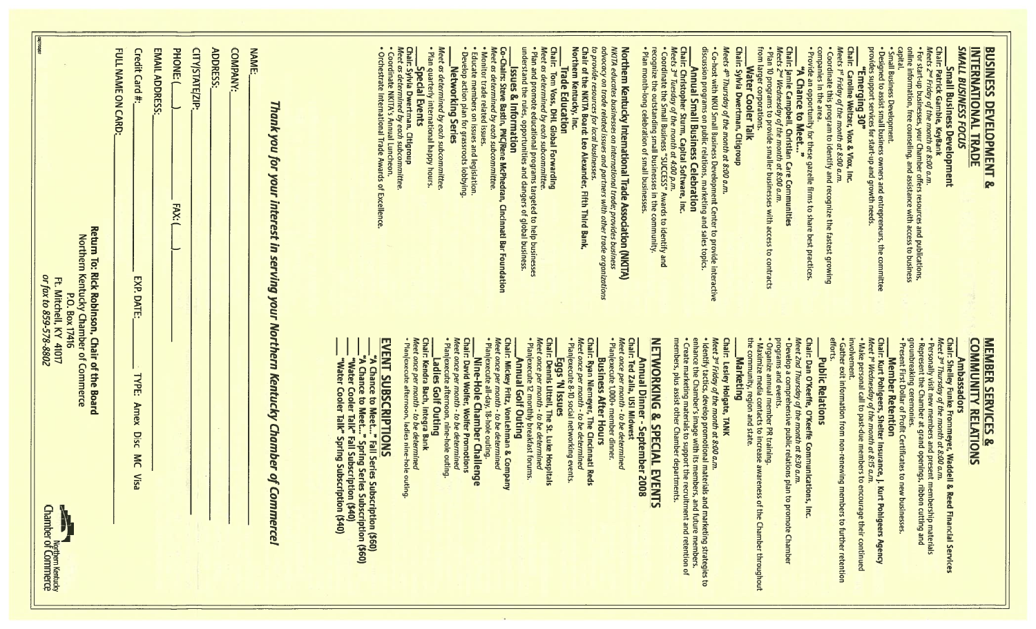# BUSINESS DEVELOPMENT & INTERNATIONAL TRADE

## *SMALL BUSINESS FOCUS*

### ___ Small Business Development

**Chair: Patrick Gamble, KeyBank**

*Meets 2nd Friday of the month at 8:00 a.m.*

- For start-up businesses, your Chamber offers resources and publications, online information, free counseling, and assistance with access to business capital.
- Small Business Development.
- Designed to assist small business owners and entrepreneurs, the committee provides support services for start-up and growth needs.

### ___ "Emerging 30"

**Chair: Caroline Weltzer, Vox & Vox, Inc.**

*Meets 1st Friday of the month at 8:00 a.m.*

- Coordinate this program to identify and recognize the fastest growing companies in the area.
- Provide an opportunity for these gazelle firms to share best practices.

### ___ "A Chance to Meet..."

**Chair: Jamie Campbell, Christian Care Communities**

*Meets 2nd Wednesday of the month at 8:00 a.m.*

- Plan 10 programs to provide smaller businesses with access to contracts from larger corporations.

### ___ Water Cooler Talk

**Chair: Sylvia Dwertman, Citigroup**

*Meets 4th Thursday of the month at 8:00 a.m.*

- Co-host with NKU Small Business Development Center to provide interactive discussion programs on public relations, marketing and sales topics.

### ___ Annual Small Business Celebration

**Chair: Christopher Sturm, Capital Software, Inc.**

*Meets 3rd Tuesday of the month at 4:00 p.m.*

- Coordinate the Small Business "SUCCESS" Awards to identify and recognize the outstanding small businesses in the community.
- Plan month-long celebration of small businesses.

## Northern Kentucky International Trade Association (NKITA)

*NKITA educates businesses on international trade; provides business advocacy on trade related issues and partners with other trade organizations to provide resources for local businesses.*

**Chair of the NKITA Board: Leo Alexander, Fifth Third Bank, Northern Kentucky, Inc.**

### ___ Trade Education

**Chair: Tom Voss, DHL Global Forwarding**

*Meet as determined by each subcommittee.*

- Plan and promote educational programs targeted to help businesses understand the rules, opportunities and dangers of global business.

### ___ Issues & Information

**Co-Chairs: Steve Barth, PNC/Rene McPhedran, Cincinnati Bar Foundation**

*Meet as determined by each subcommittee.*

- Monitor trade related issues.
- Educate members on issues and legislation.
- Develop action plan for grassroots lobbying.

### ___ Networking Series

*Meet as determined by each subcommittee.*

- Plan quarterly international happy hours.

### ___ Special Events

**Chair: Sylvia Dwertman, Citigroup**

*Meet as determined by each subcommittee.*

- Coordinate NKITA's Annual Luncheon.
- Orchestrate International Trade Awards of Excellence.

# MEMBER SERVICES & COMMUNITY RELATIONS

### ___ Ambassadors

**Chair: Shelley Funke Frommeyer, Waddell & Reed Financial Services**

*Meet 3rd Thursday of the month at 8:00 a.m.*

- Personally visit new members and present membership materials
- Represent the Chamber at grand openings, ribbon cutting and groundbreaking ceremonies.
- Present First Dollar of Profit Certificates to new businesses.

### ___ Member Retention

**Chair: Kurt Pohlgeers, Shelter Insurance, J. Kurt Pohlgeers Agency**

*Meet 1st Wednesday of the month at 8:15 a.m.*

- Make personal call to past-due members to encourage their continued involvement.
- Gather exit information from non-renewing members to further retention efforts.

### ___ Public Relations

**Chair: Dan O'Keeffe, O'Keeffe Communications, Inc.**

*Meet 2nd Thursday of the month at 8:30 a.m.*

- Develop a comprehensive public relations plan to promote Chamber programs and events.
- Organize annual member PR training.
- Maximize media contacts to increase awareness of the Chamber throughout the community, region and state.

### ___ Marketing

**Chair: Lesley Holgate, TANK**

*Meet 3rd Friday of the month at 8:00 a.m.*

- Identify tactics, develop promotional materials and marketing strategies to enhance the Chamber's image with its members, and future members.
- Create marketing materials to support the recruitment and retention of members, plus assist other Chamber departments.

# NETWORKING & SPECIAL EVENTS

### ___ Annual Dinner - September 2008

**Chair: Ted Zalla, USI Midwest**

*Meet once per month - to be determined*

- Plan/execute 1,000+ member dinner.

### ___ Business After Hours

**Chair: Ryan Niemeyer, The Cincinnati Reds**

*Meet once per month - to be determined*

- Plan/execute 8-10 social networking events.

### ___ Eggs 'N Issues

**Chair: Dennis Ulteel, The St. Luke Hospitals**

*Meet once per month - to be determined*

- Plan/execute 12 monthly breakfast forums.

### ___ Annual Golf Outing

**Chair: Mickey Fritz, VonLehman & Company**

*Meet once per month - to be determined*

- Plan/execute all-day, 18-hole outing.

### ___ Nine-Hole Chamber Challenge

**Chair: David Wolfer, Wolfer Promotions**

*Meet once per month - to be determined*

- Plan/execute afternoon, nine-hole outing.

### ___ Ladies Golf Outing

**Chair: Kendra Bach, Integra Bank**

*Meet once per month - to be determined*

- Plan/execute afternoon, ladies nine-hole outing.

# EVENT SUBSCRIPTIONS

___ "A Chance to Meet..." Fall Series Subscription ($60)

___ "A Chance to Meet..." Spring Series Subscription ($60)

___ "Water Cooler Talk" Fall Subscription ($40)

___ "Water Cooler Talk" Spring Subscription ($40)

***Thank you for your interest in serving your Northern Kentucky Chamber of Commerce!***

NAME: ____________________

COMPANY: ____________________

ADDRESS: ____________________

CITY/STATE/ZIP: ____________________

PHONE: (___) __________ FAX: (___) __________

EMAIL ADDRESS: ____________________

Credit Card #: __________ EXP. DATE: __________ TYPE: Amex Disc MC Visa

FULL NAME ON CARD: ____________________

**Return To: Rick Robinson, Chair of the Board**
**Northern Kentucky Chamber of Commerce**
**P.O. Box 17416**
**Ft. Mitchell, KY 41017**
***or fax to 859-578-8802***

Northern Kentucky Chamber of Commerce